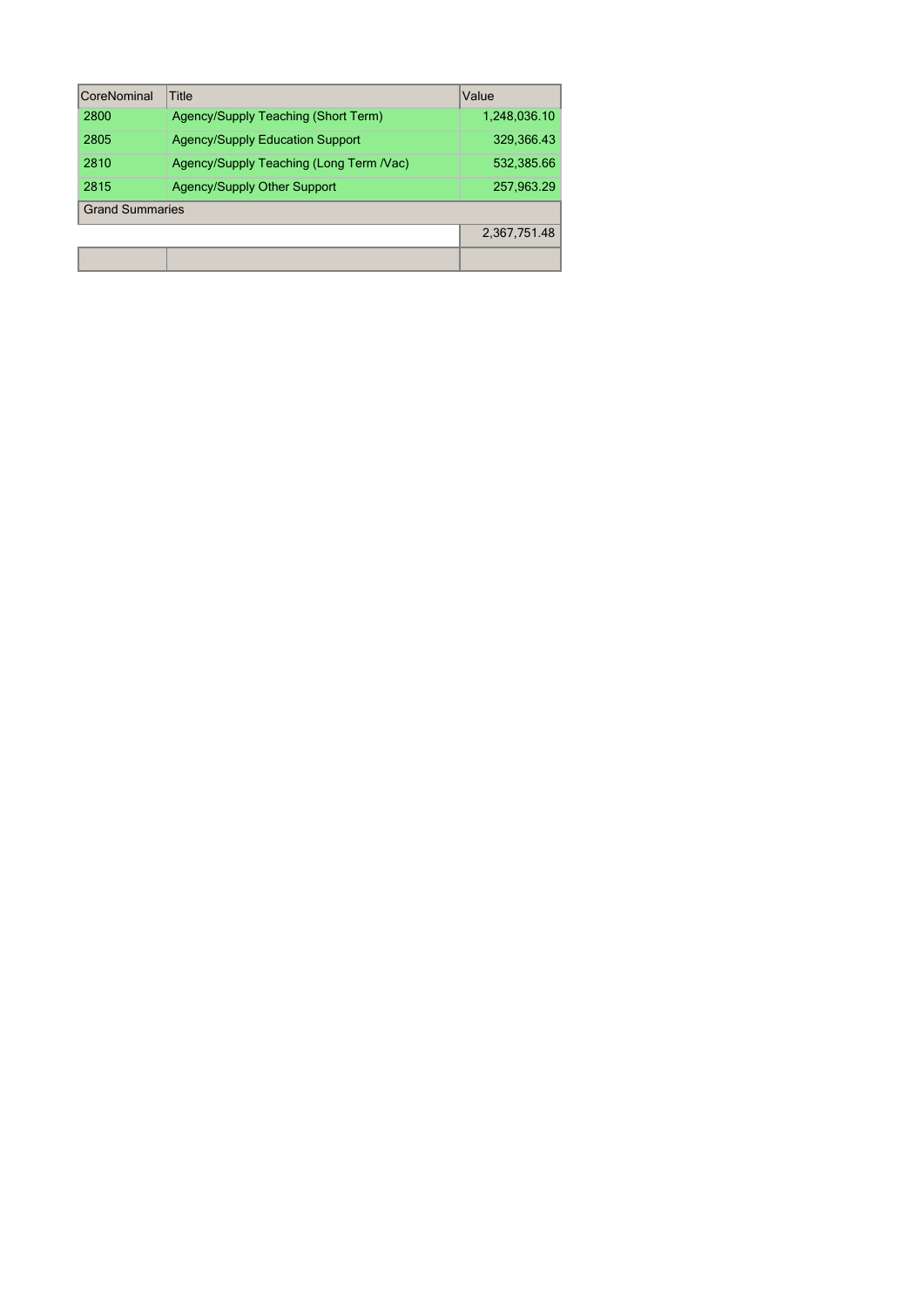| CoreNominal | Title | Value |
|---|---|---|
| 2800 | Agency/Supply Teaching (Short Term) | 1,248,036.10 |
| 2805 | Agency/Supply Education Support | 329,366.43 |
| 2810 | Agency/Supply Teaching (Long Term /Vac) | 532,385.66 |
| 2815 | Agency/Supply Other Support | 257,963.29 |
| Grand Summaries | | |
| | | 2,367,751.48 |
| | | |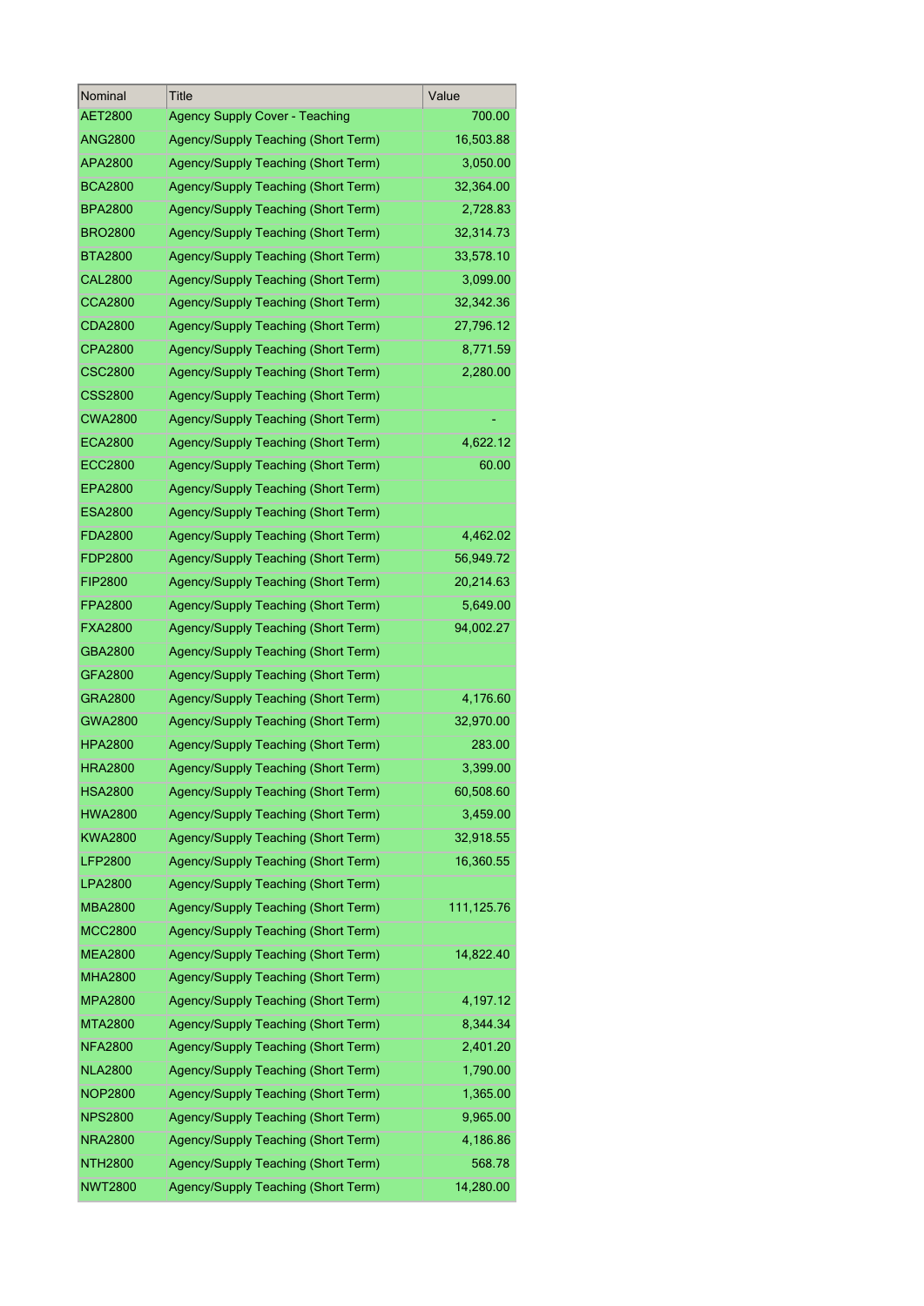| Nominal | Title | Value |
| --- | --- | --- |
| AET2800 | Agency Supply Cover - Teaching | 700.00 |
| ANG2800 | Agency/Supply Teaching (Short Term) | 16,503.88 |
| APA2800 | Agency/Supply Teaching (Short Term) | 3,050.00 |
| BCA2800 | Agency/Supply Teaching (Short Term) | 32,364.00 |
| BPA2800 | Agency/Supply Teaching (Short Term) | 2,728.83 |
| BRO2800 | Agency/Supply Teaching (Short Term) | 32,314.73 |
| BTA2800 | Agency/Supply Teaching (Short Term) | 33,578.10 |
| CAL2800 | Agency/Supply Teaching (Short Term) | 3,099.00 |
| CCA2800 | Agency/Supply Teaching (Short Term) | 32,342.36 |
| CDA2800 | Agency/Supply Teaching (Short Term) | 27,796.12 |
| CPA2800 | Agency/Supply Teaching (Short Term) | 8,771.59 |
| CSC2800 | Agency/Supply Teaching (Short Term) | 2,280.00 |
| CSS2800 | Agency/Supply Teaching (Short Term) | |
| CWA2800 | Agency/Supply Teaching (Short Term) | - |
| ECA2800 | Agency/Supply Teaching (Short Term) | 4,622.12 |
| ECC2800 | Agency/Supply Teaching (Short Term) | 60.00 |
| EPA2800 | Agency/Supply Teaching (Short Term) | |
| ESA2800 | Agency/Supply Teaching (Short Term) | |
| FDA2800 | Agency/Supply Teaching (Short Term) | 4,462.02 |
| FDP2800 | Agency/Supply Teaching (Short Term) | 56,949.72 |
| FIP2800 | Agency/Supply Teaching (Short Term) | 20,214.63 |
| FPA2800 | Agency/Supply Teaching (Short Term) | 5,649.00 |
| FXA2800 | Agency/Supply Teaching (Short Term) | 94,002.27 |
| GBA2800 | Agency/Supply Teaching (Short Term) | |
| GFA2800 | Agency/Supply Teaching (Short Term) | |
| GRA2800 | Agency/Supply Teaching (Short Term) | 4,176.60 |
| GWA2800 | Agency/Supply Teaching (Short Term) | 32,970.00 |
| HPA2800 | Agency/Supply Teaching (Short Term) | 283.00 |
| HRA2800 | Agency/Supply Teaching (Short Term) | 3,399.00 |
| HSA2800 | Agency/Supply Teaching (Short Term) | 60,508.60 |
| HWA2800 | Agency/Supply Teaching (Short Term) | 3,459.00 |
| KWA2800 | Agency/Supply Teaching (Short Term) | 32,918.55 |
| LFP2800 | Agency/Supply Teaching (Short Term) | 16,360.55 |
| LPA2800 | Agency/Supply Teaching (Short Term) | |
| MBA2800 | Agency/Supply Teaching (Short Term) | 111,125.76 |
| MCC2800 | Agency/Supply Teaching (Short Term) | |
| MEA2800 | Agency/Supply Teaching (Short Term) | 14,822.40 |
| MHA2800 | Agency/Supply Teaching (Short Term) | |
| MPA2800 | Agency/Supply Teaching (Short Term) | 4,197.12 |
| MTA2800 | Agency/Supply Teaching (Short Term) | 8,344.34 |
| NFA2800 | Agency/Supply Teaching (Short Term) | 2,401.20 |
| NLA2800 | Agency/Supply Teaching (Short Term) | 1,790.00 |
| NOP2800 | Agency/Supply Teaching (Short Term) | 1,365.00 |
| NPS2800 | Agency/Supply Teaching (Short Term) | 9,965.00 |
| NRA2800 | Agency/Supply Teaching (Short Term) | 4,186.86 |
| NTH2800 | Agency/Supply Teaching (Short Term) | 568.78 |
| NWT2800 | Agency/Supply Teaching (Short Term) | 14,280.00 |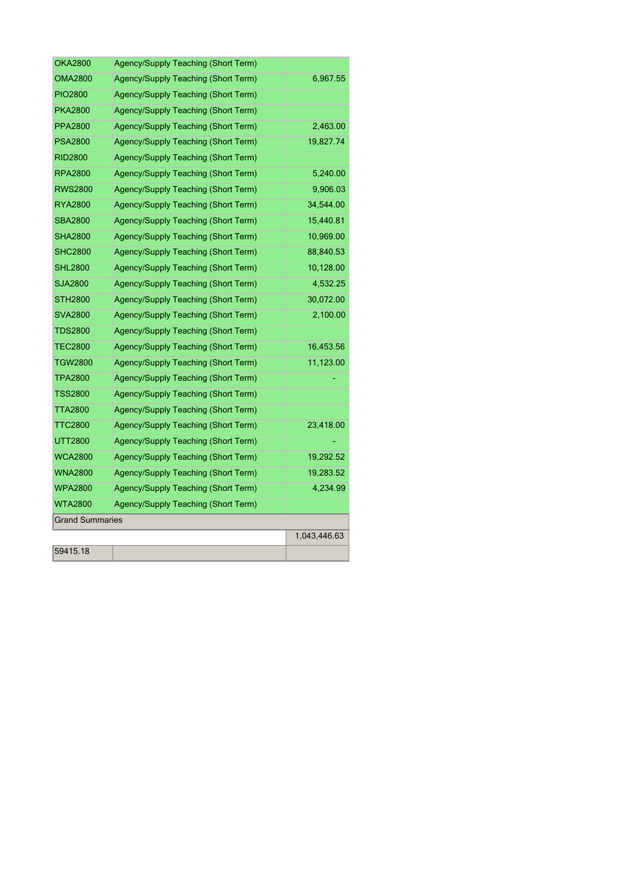| | | |
|---|---|---|
| OKA2800 | Agency/Supply Teaching (Short Term) | |
| OMA2800 | Agency/Supply Teaching (Short Term) | 6,967.55 |
| PIO2800 | Agency/Supply Teaching (Short Term) | |
| PKA2800 | Agency/Supply Teaching (Short Term) | |
| PPA2800 | Agency/Supply Teaching (Short Term) | 2,463.00 |
| PSA2800 | Agency/Supply Teaching (Short Term) | 19,827.74 |
| RID2800 | Agency/Supply Teaching (Short Term) | |
| RPA2800 | Agency/Supply Teaching (Short Term) | 5,240.00 |
| RWS2800 | Agency/Supply Teaching (Short Term) | 9,906.03 |
| RYA2800 | Agency/Supply Teaching (Short Term) | 34,544.00 |
| SBA2800 | Agency/Supply Teaching (Short Term) | 15,440.81 |
| SHA2800 | Agency/Supply Teaching (Short Term) | 10,969.00 |
| SHC2800 | Agency/Supply Teaching (Short Term) | 88,840.53 |
| SHL2800 | Agency/Supply Teaching (Short Term) | 10,128.00 |
| SJA2800 | Agency/Supply Teaching (Short Term) | 4,532.25 |
| STH2800 | Agency/Supply Teaching (Short Term) | 30,072.00 |
| SVA2800 | Agency/Supply Teaching (Short Term) | 2,100.00 |
| TDS2800 | Agency/Supply Teaching (Short Term) | |
| TEC2800 | Agency/Supply Teaching (Short Term) | 16,453.56 |
| TGW2800 | Agency/Supply Teaching (Short Term) | 11,123.00 |
| TPA2800 | Agency/Supply Teaching (Short Term) | - |
| TSS2800 | Agency/Supply Teaching (Short Term) | |
| TTA2800 | Agency/Supply Teaching (Short Term) | |
| TTC2800 | Agency/Supply Teaching (Short Term) | 23,418.00 |
| UTT2800 | Agency/Supply Teaching (Short Term) | - |
| WCA2800 | Agency/Supply Teaching (Short Term) | 19,292.52 |
| WNA2800 | Agency/Supply Teaching (Short Term) | 19,283.52 |
| WPA2800 | Agency/Supply Teaching (Short Term) | 4,234.99 |
| WTA2800 | Agency/Supply Teaching (Short Term) | |
| Grand Summaries | | |
| | | 1,043,446.63 |
| 59415.18 | | |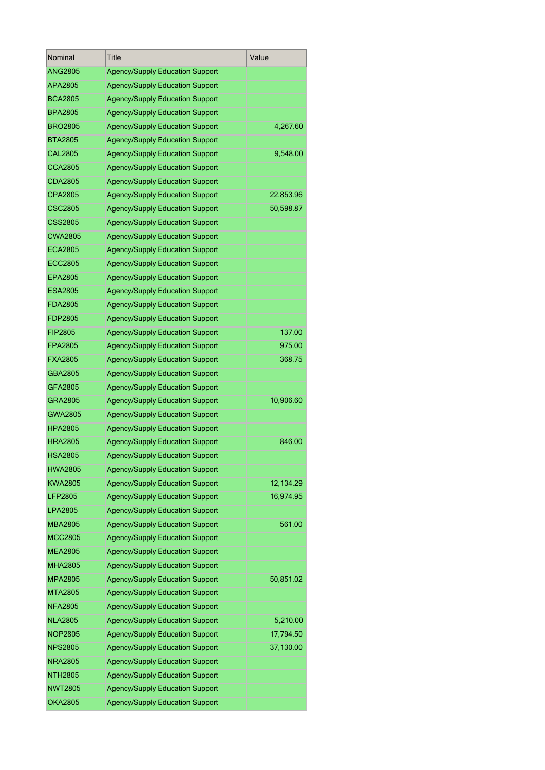| Nominal | Title | Value |
|---|---|---|
| ANG2805 | Agency/Supply Education Support | |
| APA2805 | Agency/Supply Education Support | |
| BCA2805 | Agency/Supply Education Support | |
| BPA2805 | Agency/Supply Education Support | |
| BRO2805 | Agency/Supply Education Support | 4,267.60 |
| BTA2805 | Agency/Supply Education Support | |
| CAL2805 | Agency/Supply Education Support | 9,548.00 |
| CCA2805 | Agency/Supply Education Support | |
| CDA2805 | Agency/Supply Education Support | |
| CPA2805 | Agency/Supply Education Support | 22,853.96 |
| CSC2805 | Agency/Supply Education Support | 50,598.87 |
| CSS2805 | Agency/Supply Education Support | |
| CWA2805 | Agency/Supply Education Support | |
| ECA2805 | Agency/Supply Education Support | |
| ECC2805 | Agency/Supply Education Support | |
| EPA2805 | Agency/Supply Education Support | |
| ESA2805 | Agency/Supply Education Support | |
| FDA2805 | Agency/Supply Education Support | |
| FDP2805 | Agency/Supply Education Support | |
| FIP2805 | Agency/Supply Education Support | 137.00 |
| FPA2805 | Agency/Supply Education Support | 975.00 |
| FXA2805 | Agency/Supply Education Support | 368.75 |
| GBA2805 | Agency/Supply Education Support | |
| GFA2805 | Agency/Supply Education Support | |
| GRA2805 | Agency/Supply Education Support | 10,906.60 |
| GWA2805 | Agency/Supply Education Support | |
| HPA2805 | Agency/Supply Education Support | |
| HRA2805 | Agency/Supply Education Support | 846.00 |
| HSA2805 | Agency/Supply Education Support | |
| HWA2805 | Agency/Supply Education Support | |
| KWA2805 | Agency/Supply Education Support | 12,134.29 |
| LFP2805 | Agency/Supply Education Support | 16,974.95 |
| LPA2805 | Agency/Supply Education Support | |
| MBA2805 | Agency/Supply Education Support | 561.00 |
| MCC2805 | Agency/Supply Education Support | |
| MEA2805 | Agency/Supply Education Support | |
| MHA2805 | Agency/Supply Education Support | |
| MPA2805 | Agency/Supply Education Support | 50,851.02 |
| MTA2805 | Agency/Supply Education Support | |
| NFA2805 | Agency/Supply Education Support | |
| NLA2805 | Agency/Supply Education Support | 5,210.00 |
| NOP2805 | Agency/Supply Education Support | 17,794.50 |
| NPS2805 | Agency/Supply Education Support | 37,130.00 |
| NRA2805 | Agency/Supply Education Support | |
| NTH2805 | Agency/Supply Education Support | |
| NWT2805 | Agency/Supply Education Support | |
| OKA2805 | Agency/Supply Education Support | |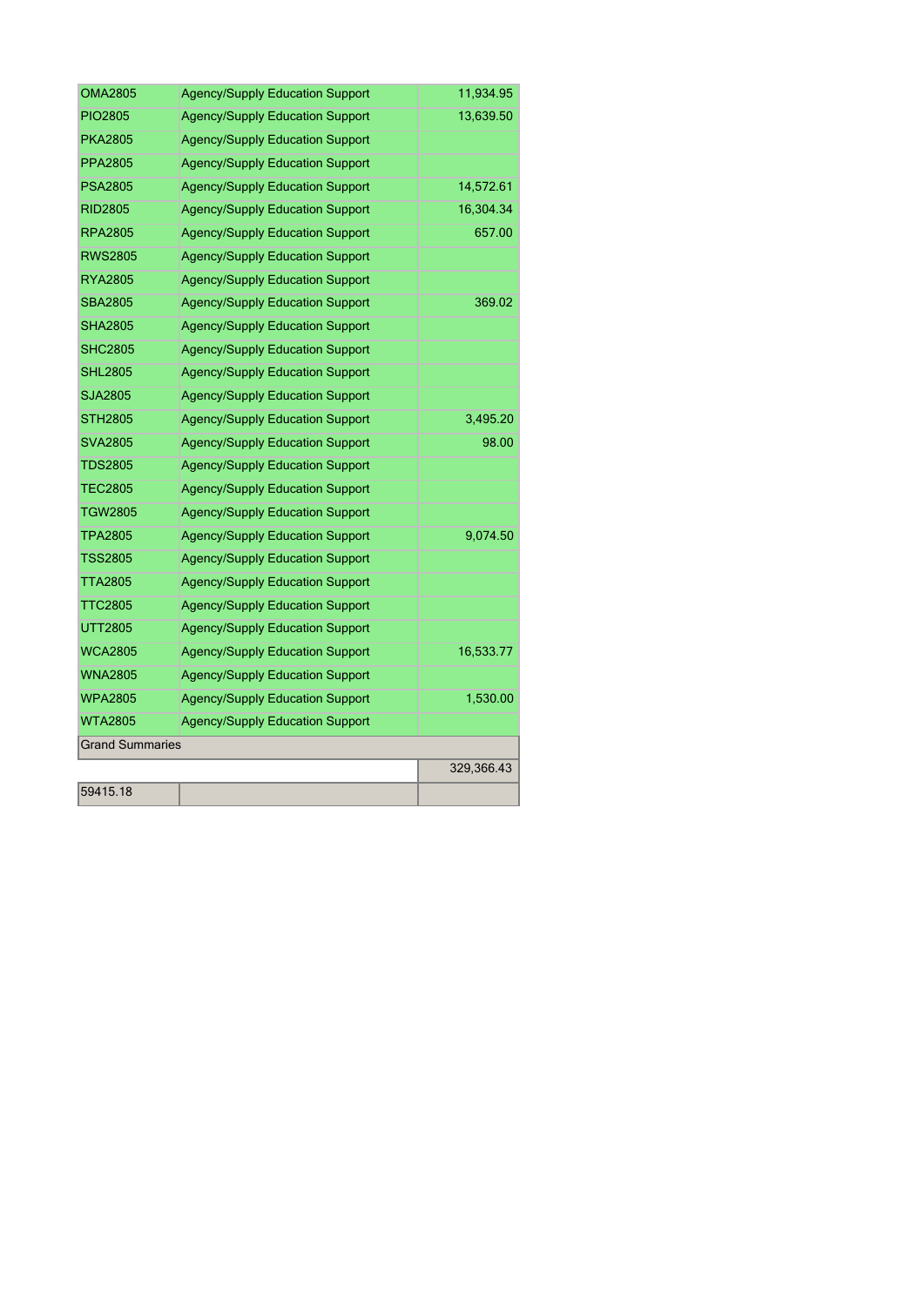| | | |
|---|---|---|
| OMA2805 | Agency/Supply Education Support | 11,934.95 |
| PIO2805 | Agency/Supply Education Support | 13,639.50 |
| PKA2805 | Agency/Supply Education Support | |
| PPA2805 | Agency/Supply Education Support | |
| PSA2805 | Agency/Supply Education Support | 14,572.61 |
| RID2805 | Agency/Supply Education Support | 16,304.34 |
| RPA2805 | Agency/Supply Education Support | 657.00 |
| RWS2805 | Agency/Supply Education Support | |
| RYA2805 | Agency/Supply Education Support | |
| SBA2805 | Agency/Supply Education Support | 369.02 |
| SHA2805 | Agency/Supply Education Support | |
| SHC2805 | Agency/Supply Education Support | |
| SHL2805 | Agency/Supply Education Support | |
| SJA2805 | Agency/Supply Education Support | |
| STH2805 | Agency/Supply Education Support | 3,495.20 |
| SVA2805 | Agency/Supply Education Support | 98.00 |
| TDS2805 | Agency/Supply Education Support | |
| TEC2805 | Agency/Supply Education Support | |
| TGW2805 | Agency/Supply Education Support | |
| TPA2805 | Agency/Supply Education Support | 9,074.50 |
| TSS2805 | Agency/Supply Education Support | |
| TTA2805 | Agency/Supply Education Support | |
| TTC2805 | Agency/Supply Education Support | |
| UTT2805 | Agency/Supply Education Support | |
| WCA2805 | Agency/Supply Education Support | 16,533.77 |
| WNA2805 | Agency/Supply Education Support | |
| WPA2805 | Agency/Supply Education Support | 1,530.00 |
| WTA2805 | Agency/Supply Education Support | |
| Grand Summaries | | |
| | | 329,366.43 |
| 59415.18 | | |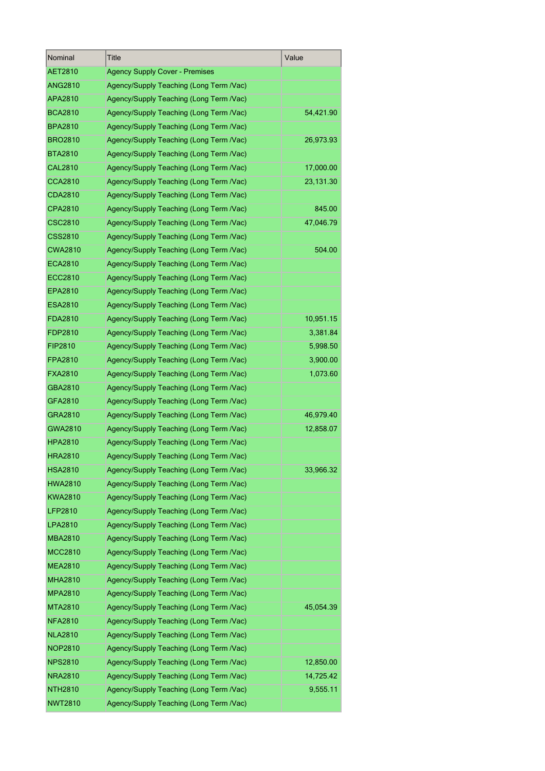| Nominal | Title | Value |
|---|---|---|
| AET2810 | Agency Supply Cover - Premises | |
| ANG2810 | Agency/Supply Teaching (Long Term /Vac) | |
| APA2810 | Agency/Supply Teaching (Long Term /Vac) | |
| BCA2810 | Agency/Supply Teaching (Long Term /Vac) | 54,421.90 |
| BPA2810 | Agency/Supply Teaching (Long Term /Vac) | |
| BRO2810 | Agency/Supply Teaching (Long Term /Vac) | 26,973.93 |
| BTA2810 | Agency/Supply Teaching (Long Term /Vac) | |
| CAL2810 | Agency/Supply Teaching (Long Term /Vac) | 17,000.00 |
| CCA2810 | Agency/Supply Teaching (Long Term /Vac) | 23,131.30 |
| CDA2810 | Agency/Supply Teaching (Long Term /Vac) | |
| CPA2810 | Agency/Supply Teaching (Long Term /Vac) | 845.00 |
| CSC2810 | Agency/Supply Teaching (Long Term /Vac) | 47,046.79 |
| CSS2810 | Agency/Supply Teaching (Long Term /Vac) | |
| CWA2810 | Agency/Supply Teaching (Long Term /Vac) | 504.00 |
| ECA2810 | Agency/Supply Teaching (Long Term /Vac) | |
| ECC2810 | Agency/Supply Teaching (Long Term /Vac) | |
| EPA2810 | Agency/Supply Teaching (Long Term /Vac) | |
| ESA2810 | Agency/Supply Teaching (Long Term /Vac) | |
| FDA2810 | Agency/Supply Teaching (Long Term /Vac) | 10,951.15 |
| FDP2810 | Agency/Supply Teaching (Long Term /Vac) | 3,381.84 |
| FIP2810 | Agency/Supply Teaching (Long Term /Vac) | 5,998.50 |
| FPA2810 | Agency/Supply Teaching (Long Term /Vac) | 3,900.00 |
| FXA2810 | Agency/Supply Teaching (Long Term /Vac) | 1,073.60 |
| GBA2810 | Agency/Supply Teaching (Long Term /Vac) | |
| GFA2810 | Agency/Supply Teaching (Long Term /Vac) | |
| GRA2810 | Agency/Supply Teaching (Long Term /Vac) | 46,979.40 |
| GWA2810 | Agency/Supply Teaching (Long Term /Vac) | 12,858.07 |
| HPA2810 | Agency/Supply Teaching (Long Term /Vac) | |
| HRA2810 | Agency/Supply Teaching (Long Term /Vac) | |
| HSA2810 | Agency/Supply Teaching (Long Term /Vac) | 33,966.32 |
| HWA2810 | Agency/Supply Teaching (Long Term /Vac) | |
| KWA2810 | Agency/Supply Teaching (Long Term /Vac) | |
| LFP2810 | Agency/Supply Teaching (Long Term /Vac) | |
| LPA2810 | Agency/Supply Teaching (Long Term /Vac) | |
| MBA2810 | Agency/Supply Teaching (Long Term /Vac) | |
| MCC2810 | Agency/Supply Teaching (Long Term /Vac) | |
| MEA2810 | Agency/Supply Teaching (Long Term /Vac) | |
| MHA2810 | Agency/Supply Teaching (Long Term /Vac) | |
| MPA2810 | Agency/Supply Teaching (Long Term /Vac) | |
| MTA2810 | Agency/Supply Teaching (Long Term /Vac) | 45,054.39 |
| NFA2810 | Agency/Supply Teaching (Long Term /Vac) | |
| NLA2810 | Agency/Supply Teaching (Long Term /Vac) | |
| NOP2810 | Agency/Supply Teaching (Long Term /Vac) | |
| NPS2810 | Agency/Supply Teaching (Long Term /Vac) | 12,850.00 |
| NRA2810 | Agency/Supply Teaching (Long Term /Vac) | 14,725.42 |
| NTH2810 | Agency/Supply Teaching (Long Term /Vac) | 9,555.11 |
| NWT2810 | Agency/Supply Teaching (Long Term /Vac) | |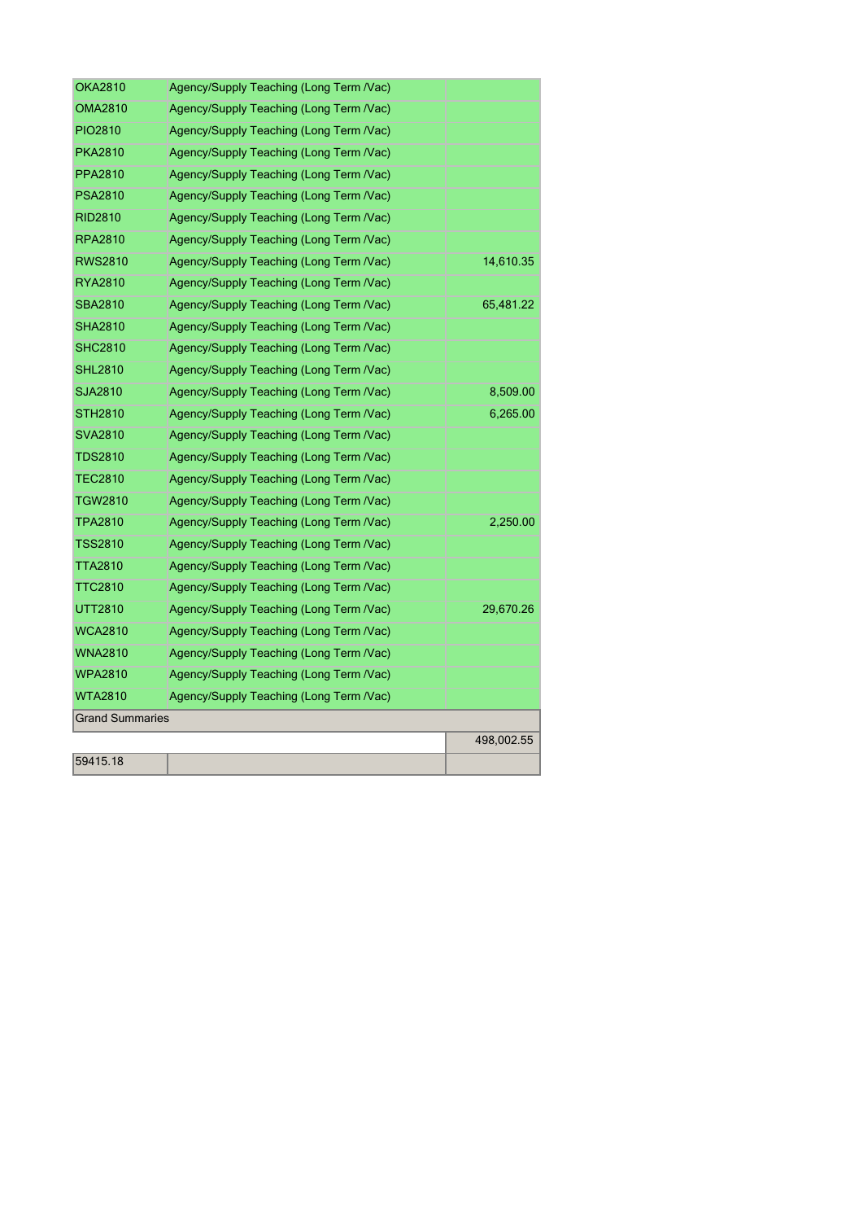| | | |
|---|---|---|
| OKA2810 | Agency/Supply Teaching (Long Term /Vac) | |
| OMA2810 | Agency/Supply Teaching (Long Term /Vac) | |
| PIO2810 | Agency/Supply Teaching (Long Term /Vac) | |
| PKA2810 | Agency/Supply Teaching (Long Term /Vac) | |
| PPA2810 | Agency/Supply Teaching (Long Term /Vac) | |
| PSA2810 | Agency/Supply Teaching (Long Term /Vac) | |
| RID2810 | Agency/Supply Teaching (Long Term /Vac) | |
| RPA2810 | Agency/Supply Teaching (Long Term /Vac) | |
| RWS2810 | Agency/Supply Teaching (Long Term /Vac) | 14,610.35 |
| RYA2810 | Agency/Supply Teaching (Long Term /Vac) | |
| SBA2810 | Agency/Supply Teaching (Long Term /Vac) | 65,481.22 |
| SHA2810 | Agency/Supply Teaching (Long Term /Vac) | |
| SHC2810 | Agency/Supply Teaching (Long Term /Vac) | |
| SHL2810 | Agency/Supply Teaching (Long Term /Vac) | |
| SJA2810 | Agency/Supply Teaching (Long Term /Vac) | 8,509.00 |
| STH2810 | Agency/Supply Teaching (Long Term /Vac) | 6,265.00 |
| SVA2810 | Agency/Supply Teaching (Long Term /Vac) | |
| TDS2810 | Agency/Supply Teaching (Long Term /Vac) | |
| TEC2810 | Agency/Supply Teaching (Long Term /Vac) | |
| TGW2810 | Agency/Supply Teaching (Long Term /Vac) | |
| TPA2810 | Agency/Supply Teaching (Long Term /Vac) | 2,250.00 |
| TSS2810 | Agency/Supply Teaching (Long Term /Vac) | |
| TTA2810 | Agency/Supply Teaching (Long Term /Vac) | |
| TTC2810 | Agency/Supply Teaching (Long Term /Vac) | |
| UTT2810 | Agency/Supply Teaching (Long Term /Vac) | 29,670.26 |
| WCA2810 | Agency/Supply Teaching (Long Term /Vac) | |
| WNA2810 | Agency/Supply Teaching (Long Term /Vac) | |
| WPA2810 | Agency/Supply Teaching (Long Term /Vac) | |
| WTA2810 | Agency/Supply Teaching (Long Term /Vac) | |
| Grand Summaries | | |
| | | 498,002.55 |
| 59415.18 | | |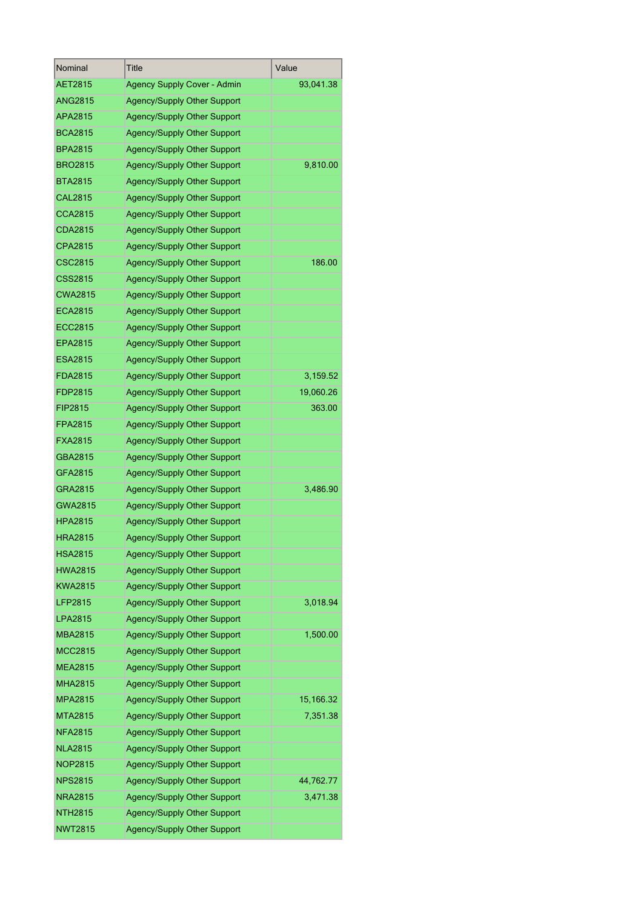| Nominal | Title | Value |
|---|---|---|
| AET2815 | Agency Supply Cover - Admin | 93,041.38 |
| ANG2815 | Agency/Supply Other Support | |
| APA2815 | Agency/Supply Other Support | |
| BCA2815 | Agency/Supply Other Support | |
| BPA2815 | Agency/Supply Other Support | |
| BRO2815 | Agency/Supply Other Support | 9,810.00 |
| BTA2815 | Agency/Supply Other Support | |
| CAL2815 | Agency/Supply Other Support | |
| CCA2815 | Agency/Supply Other Support | |
| CDA2815 | Agency/Supply Other Support | |
| CPA2815 | Agency/Supply Other Support | |
| CSC2815 | Agency/Supply Other Support | 186.00 |
| CSS2815 | Agency/Supply Other Support | |
| CWA2815 | Agency/Supply Other Support | |
| ECA2815 | Agency/Supply Other Support | |
| ECC2815 | Agency/Supply Other Support | |
| EPA2815 | Agency/Supply Other Support | |
| ESA2815 | Agency/Supply Other Support | |
| FDA2815 | Agency/Supply Other Support | 3,159.52 |
| FDP2815 | Agency/Supply Other Support | 19,060.26 |
| FIP2815 | Agency/Supply Other Support | 363.00 |
| FPA2815 | Agency/Supply Other Support | |
| FXA2815 | Agency/Supply Other Support | |
| GBA2815 | Agency/Supply Other Support | |
| GFA2815 | Agency/Supply Other Support | |
| GRA2815 | Agency/Supply Other Support | 3,486.90 |
| GWA2815 | Agency/Supply Other Support | |
| HPA2815 | Agency/Supply Other Support | |
| HRA2815 | Agency/Supply Other Support | |
| HSA2815 | Agency/Supply Other Support | |
| HWA2815 | Agency/Supply Other Support | |
| KWA2815 | Agency/Supply Other Support | |
| LFP2815 | Agency/Supply Other Support | 3,018.94 |
| LPA2815 | Agency/Supply Other Support | |
| MBA2815 | Agency/Supply Other Support | 1,500.00 |
| MCC2815 | Agency/Supply Other Support | |
| MEA2815 | Agency/Supply Other Support | |
| MHA2815 | Agency/Supply Other Support | |
| MPA2815 | Agency/Supply Other Support | 15,166.32 |
| MTA2815 | Agency/Supply Other Support | 7,351.38 |
| NFA2815 | Agency/Supply Other Support | |
| NLA2815 | Agency/Supply Other Support | |
| NOP2815 | Agency/Supply Other Support | |
| NPS2815 | Agency/Supply Other Support | 44,762.77 |
| NRA2815 | Agency/Supply Other Support | 3,471.38 |
| NTH2815 | Agency/Supply Other Support | |
| NWT2815 | Agency/Supply Other Support | |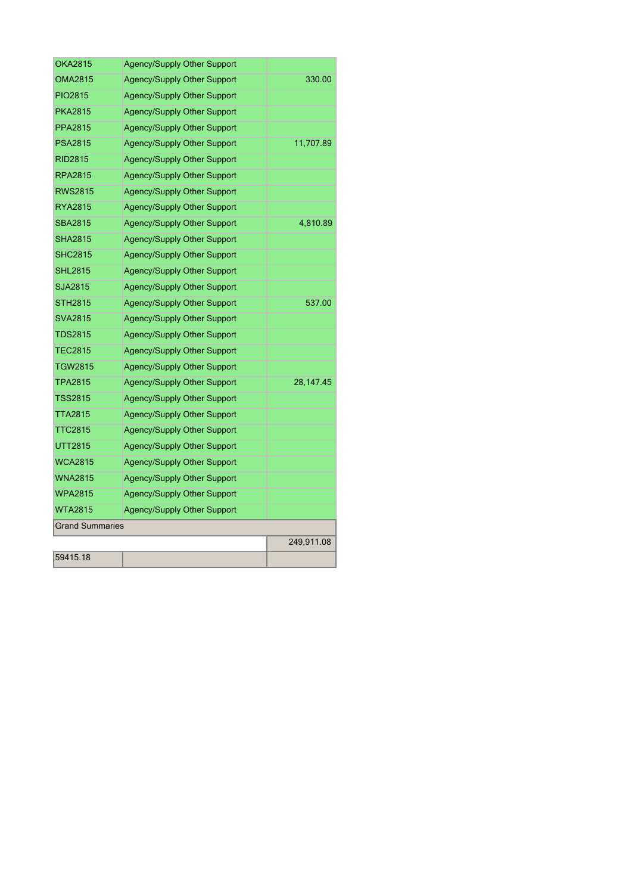| | | |
|---|---|---|
| OKA2815 | Agency/Supply Other Support | |
| OMA2815 | Agency/Supply Other Support | 330.00 |
| PIO2815 | Agency/Supply Other Support | |
| PKA2815 | Agency/Supply Other Support | |
| PPA2815 | Agency/Supply Other Support | |
| PSA2815 | Agency/Supply Other Support | 11,707.89 |
| RID2815 | Agency/Supply Other Support | |
| RPA2815 | Agency/Supply Other Support | |
| RWS2815 | Agency/Supply Other Support | |
| RYA2815 | Agency/Supply Other Support | |
| SBA2815 | Agency/Supply Other Support | 4,810.89 |
| SHA2815 | Agency/Supply Other Support | |
| SHC2815 | Agency/Supply Other Support | |
| SHL2815 | Agency/Supply Other Support | |
| SJA2815 | Agency/Supply Other Support | |
| STH2815 | Agency/Supply Other Support | 537.00 |
| SVA2815 | Agency/Supply Other Support | |
| TDS2815 | Agency/Supply Other Support | |
| TEC2815 | Agency/Supply Other Support | |
| TGW2815 | Agency/Supply Other Support | |
| TPA2815 | Agency/Supply Other Support | 28,147.45 |
| TSS2815 | Agency/Supply Other Support | |
| TTA2815 | Agency/Supply Other Support | |
| TTC2815 | Agency/Supply Other Support | |
| UTT2815 | Agency/Supply Other Support | |
| WCA2815 | Agency/Supply Other Support | |
| WNA2815 | Agency/Supply Other Support | |
| WPA2815 | Agency/Supply Other Support | |
| WTA2815 | Agency/Supply Other Support | |
| Grand Summaries | | |
| | | 249,911.08 |
| 59415.18 | | |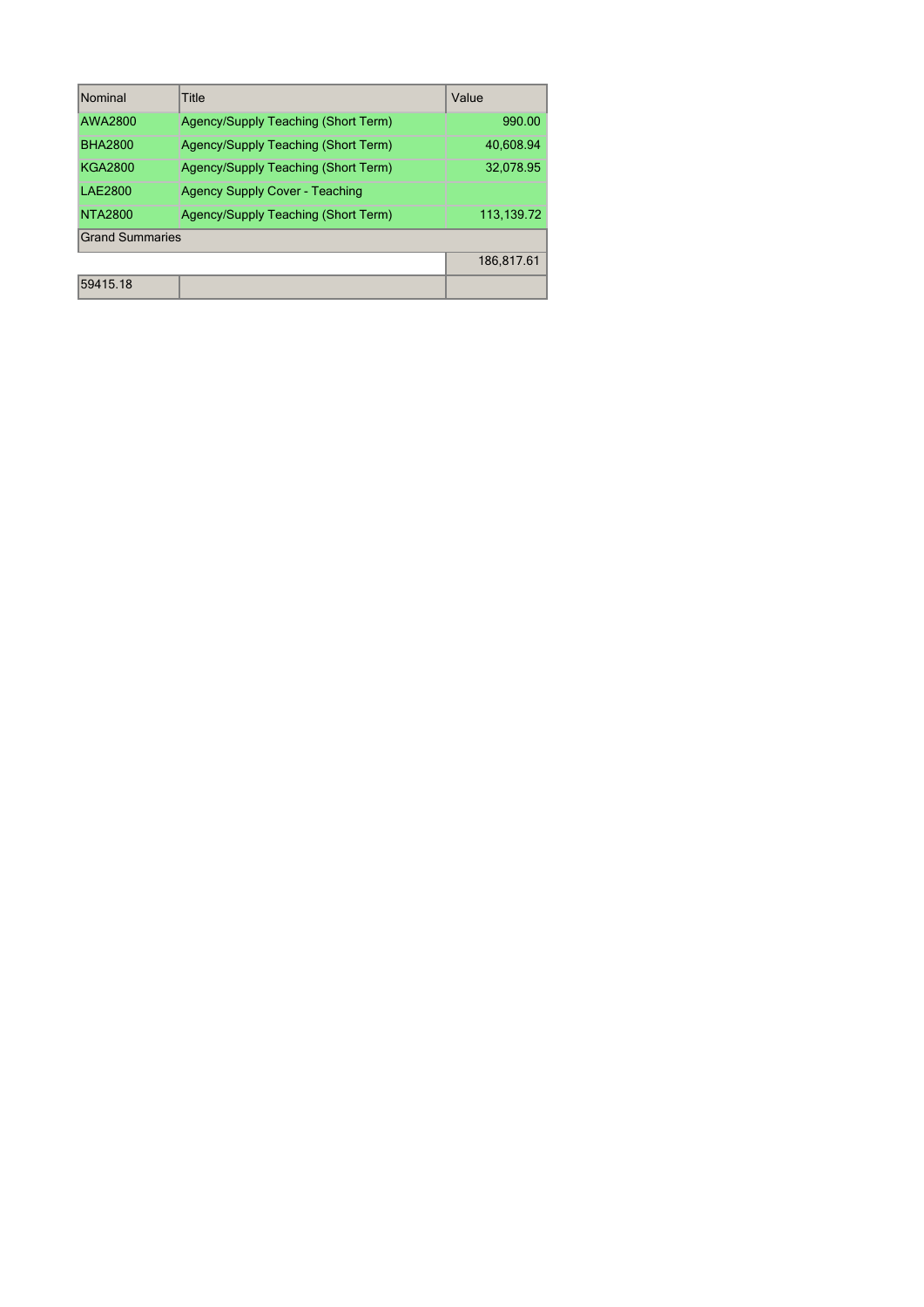| Nominal | Title | Value |
| --- | --- | --- |
| AWA2800 | Agency/Supply Teaching (Short Term) | 990.00 |
| BHA2800 | Agency/Supply Teaching (Short Term) | 40,608.94 |
| KGA2800 | Agency/Supply Teaching (Short Term) | 32,078.95 |
| LAE2800 | Agency Supply Cover - Teaching | |
| NTA2800 | Agency/Supply Teaching (Short Term) | 113,139.72 |
| Grand Summaries | | |
| | | 186,817.61 |
| 59415.18 | | |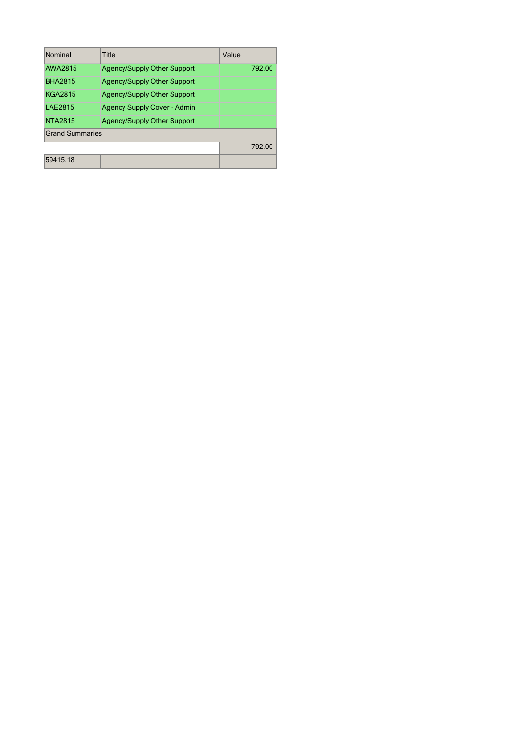| Nominal | Title | Value |
|---|---|---|
| AWA2815 | Agency/Supply Other Support | 792.00 |
| BHA2815 | Agency/Supply Other Support | |
| KGA2815 | Agency/Supply Other Support | |
| LAE2815 | Agency Supply Cover - Admin | |
| NTA2815 | Agency/Supply Other Support | |
| Grand Summaries | | |
| | | 792.00 |
| 59415.18 | | |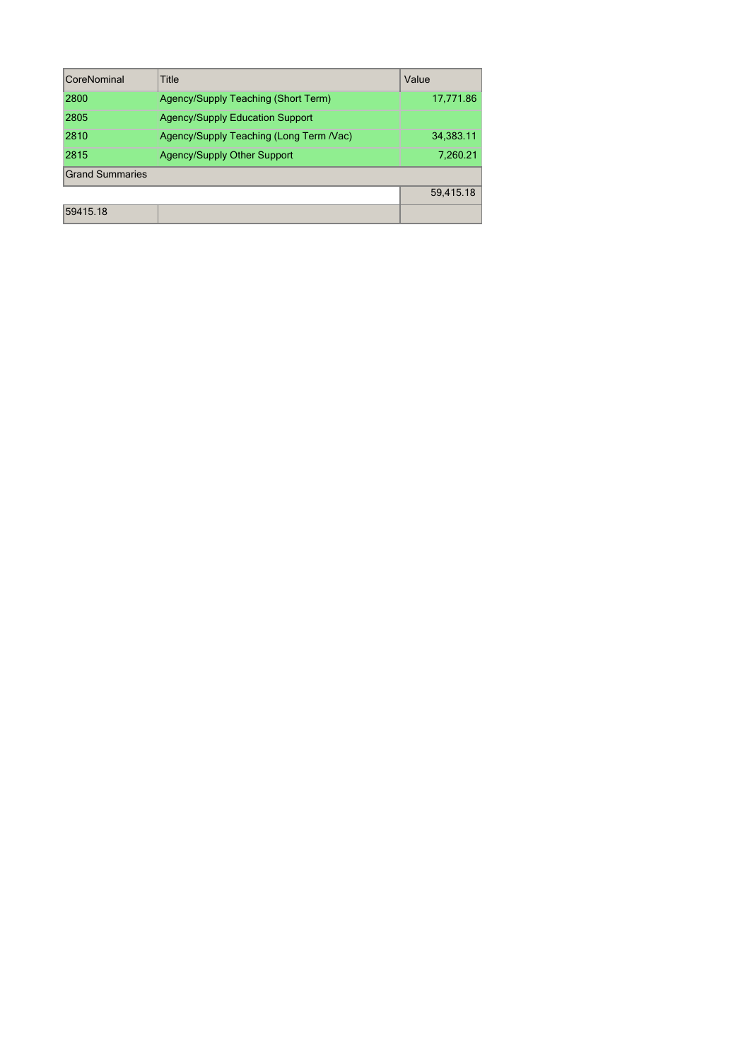| CoreNominal | Title | Value |
|---|---|---|
| 2800 | Agency/Supply Teaching (Short Term) | 17,771.86 |
| 2805 | Agency/Supply Education Support | |
| 2810 | Agency/Supply Teaching (Long Term /Vac) | 34,383.11 |
| 2815 | Agency/Supply Other Support | 7,260.21 |
| Grand Summaries | | |
| | | 59,415.18 |
| 59415.18 | | |